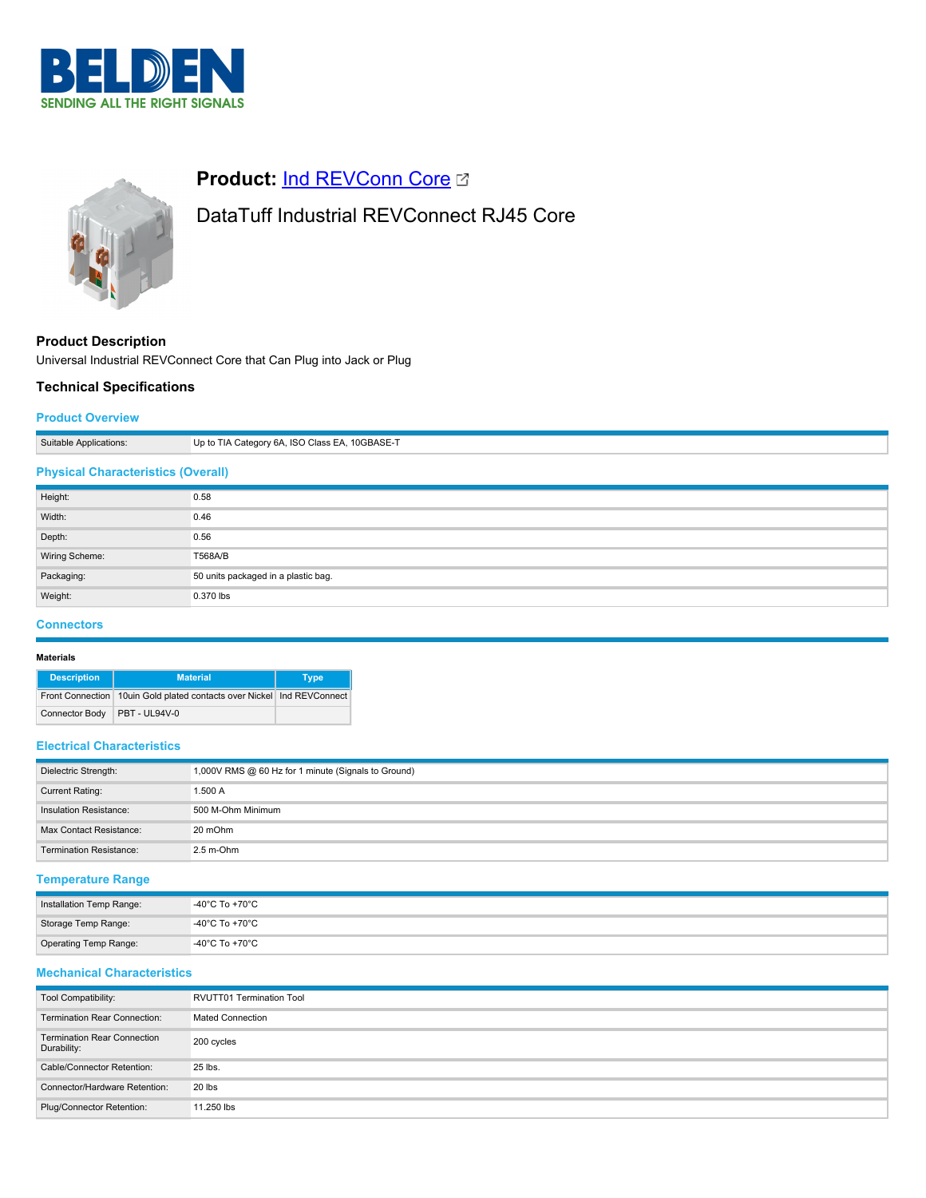# Product: Ind REVConn Core

## DataTuff Industrial REVConnect RJ45 Core

### Product Description

Universal Industrial REVConnect Core that Can Plug into Jack or Plug

### Technical Specifications

#### Product Overview

| | |
|---|---|
| Suitable Applications: | Up to TIA Category 6A, ISO Class EA, 10GBASE-T |

#### Physical Characteristics (Overall)

| | |
|---|---|
| Height: | 0.58 |
| Width: | 0.46 |
| Depth: | 0.56 |
| Wiring Scheme: | T568A/B |
| Packaging: | 50 units packaged in a plastic bag. |
| Weight: | 0.370 lbs |

#### Connectors

**Materials**

| Description | Material | Type |
|---|---|---|
| Front Connection | 10uin Gold plated contacts over Nickel | Ind REVConnect |
| Connector Body | PBT - UL94V-0 | |

#### Electrical Characteristics

| | |
|---|---|
| Dielectric Strength: | 1,000V RMS @ 60 Hz for 1 minute (Signals to Ground) |
| Current Rating: | 1.500 A |
| Insulation Resistance: | 500 M-Ohm Minimum |
| Max Contact Resistance: | 20 mOhm |
| Termination Resistance: | 2.5 m-Ohm |

#### Temperature Range

| | |
|---|---|
| Installation Temp Range: | -40°C To +70°C |
| Storage Temp Range: | -40°C To +70°C |
| Operating Temp Range: | -40°C To +70°C |

#### Mechanical Characteristics

| | |
|---|---|
| Tool Compatibility: | RVUTT01 Termination Tool |
| Termination Rear Connection: | Mated Connection |
| Termination Rear Connection Durability: | 200 cycles |
| Cable/Connector Retention: | 25 lbs. |
| Connector/Hardware Retention: | 20 lbs |
| Plug/Connector Retention: | 11.250 lbs |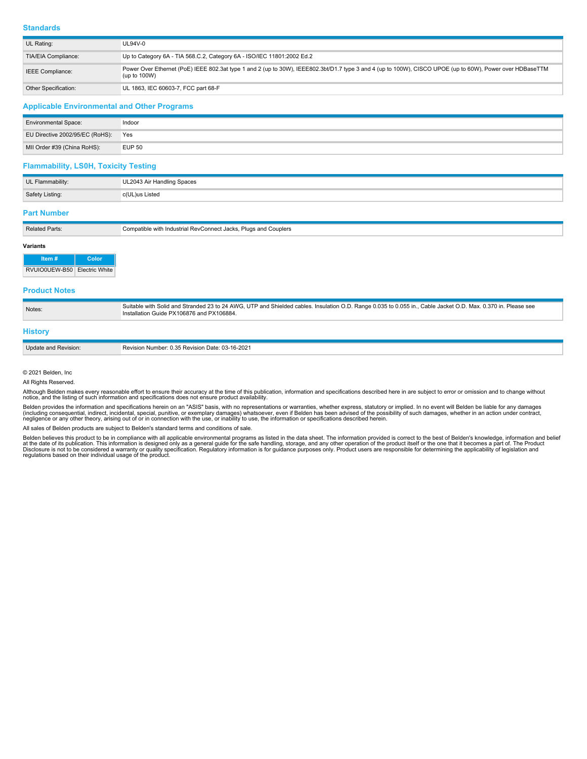## Standards

| | |
|---|---|
| UL Rating: | UL94V-0 |
| TIA/EIA Compliance: | Up to Category 6A - TIA 568.C.2, Category 6A - ISO/IEC 11801:2002 Ed.2 |
| IEEE Compliance: | Power Over Ethernet (PoE) IEEE 802.3at type 1 and 2 (up to 30W), IEEE802.3bt/D1.7 type 3 and 4 (up to 100W), CISCO UPOE (up to 60W), Power over HDBaseTTM (up to 100W) |
| Other Specification: | UL 1863, IEC 60603-7, FCC part 68-F |

## Applicable Environmental and Other Programs

| | |
|---|---|
| Environmental Space: | Indoor |
| EU Directive 2002/95/EC (RoHS): | Yes |
| MII Order #39 (China RoHS): | EUP 50 |

## Flammability, LS0H, Toxicity Testing

| | |
|---|---|
| UL Flammability: | UL2043 Air Handling Spaces |
| Safety Listing: | c(UL)us Listed |

## Part Number

| | |
|---|---|
| Related Parts: | Compatible with Industrial RevConnect Jacks, Plugs and Couplers |

**Variants**

| Item # | Color |
|---|---|
| RVUIO0UEW-B50 | Electric White |

## Product Notes

| | |
|---|---|
| Notes: | Suitable with Solid and Stranded 23 to 24 AWG, UTP and Shielded cables. Insulation O.D. Range 0.035 to 0.055 in., Cable Jacket O.D. Max. 0.370 in. Please see Installation Guide PX106876 and PX106884. |

## History

| | |
|---|---|
| Update and Revision: | Revision Number: 0.35 Revision Date: 03-16-2021 |

© 2021 Belden, Inc

All Rights Reserved.

Although Belden makes every reasonable effort to ensure their accuracy at the time of this publication, information and specifications described here in are subject to error or omission and to change without notice, and the listing of such information and specifications does not ensure product availability.

Belden provides the information and specifications herein on an "ASIS" basis, with no representations or warranties, whether express, statutory or implied. In no event will Belden be liable for any damages (including consequential, indirect, incidental, special, punitive, or exemplary damages) whatsoever, even if Belden has been advised of the possibility of such damages, whether in an action under contract, negligence or any other theory, arising out of or in connection with the use, or inability to use, the information or specifications described herein.

All sales of Belden products are subject to Belden's standard terms and conditions of sale.

Belden believes this product to be in compliance with all applicable environmental programs as listed in the data sheet. The information provided is correct to the best of Belden's knowledge, information and belief at the date of its publication. This information is designed only as a general guide for the safe handling, storage, and any other operation of the product itself or the one that it becomes a part of. The Product Disclosure is not to be considered a warranty or quality specification. Regulatory information is for guidance purposes only. Product users are responsible for determining the applicability of legislation and regulations based on their individual usage of the product.